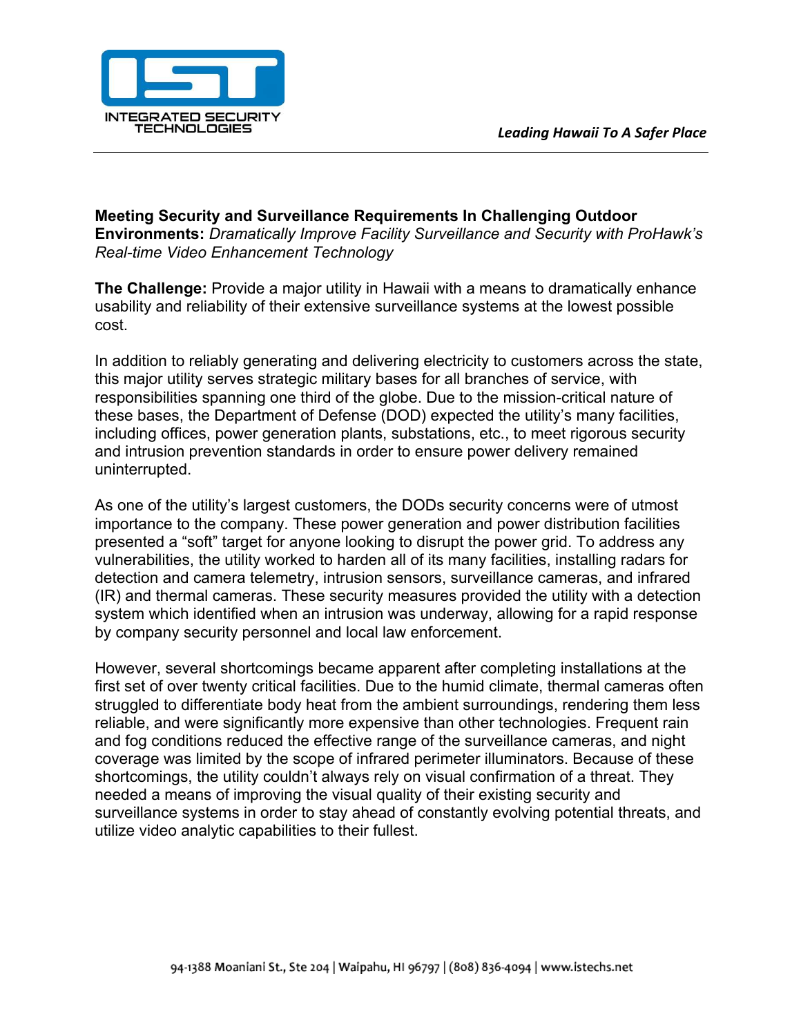**Meeting Security and Surveillance Requirements In Challenging Outdoor Environments:** *Dramatically Improve Facility Surveillance and Security with ProHawk's Real-time Video Enhancement Technology*

**The Challenge:** Provide a major utility in Hawaii with a means to dramatically enhance usability and reliability of their extensive surveillance systems at the lowest possible cost.

In addition to reliably generating and delivering electricity to customers across the state, this major utility serves strategic military bases for all branches of service, with responsibilities spanning one third of the globe. Due to the mission-critical nature of these bases, the Department of Defense (DOD) expected the utility's many facilities, including offices, power generation plants, substations, etc., to meet rigorous security and intrusion prevention standards in order to ensure power delivery remained uninterrupted.

As one of the utility's largest customers, the DODs security concerns were of utmost importance to the company. These power generation and power distribution facilities presented a "soft" target for anyone looking to disrupt the power grid. To address any vulnerabilities, the utility worked to harden all of its many facilities, installing radars for detection and camera telemetry, intrusion sensors, surveillance cameras, and infrared (IR) and thermal cameras. These security measures provided the utility with a detection system which identified when an intrusion was underway, allowing for a rapid response by company security personnel and local law enforcement.

However, several shortcomings became apparent after completing installations at the first set of over twenty critical facilities. Due to the humid climate, thermal cameras often struggled to differentiate body heat from the ambient surroundings, rendering them less reliable, and were significantly more expensive than other technologies. Frequent rain and fog conditions reduced the effective range of the surveillance cameras, and night coverage was limited by the scope of infrared perimeter illuminators. Because of these shortcomings, the utility couldn't always rely on visual confirmation of a threat. They needed a means of improving the visual quality of their existing security and surveillance systems in order to stay ahead of constantly evolving potential threats, and utilize video analytic capabilities to their fullest.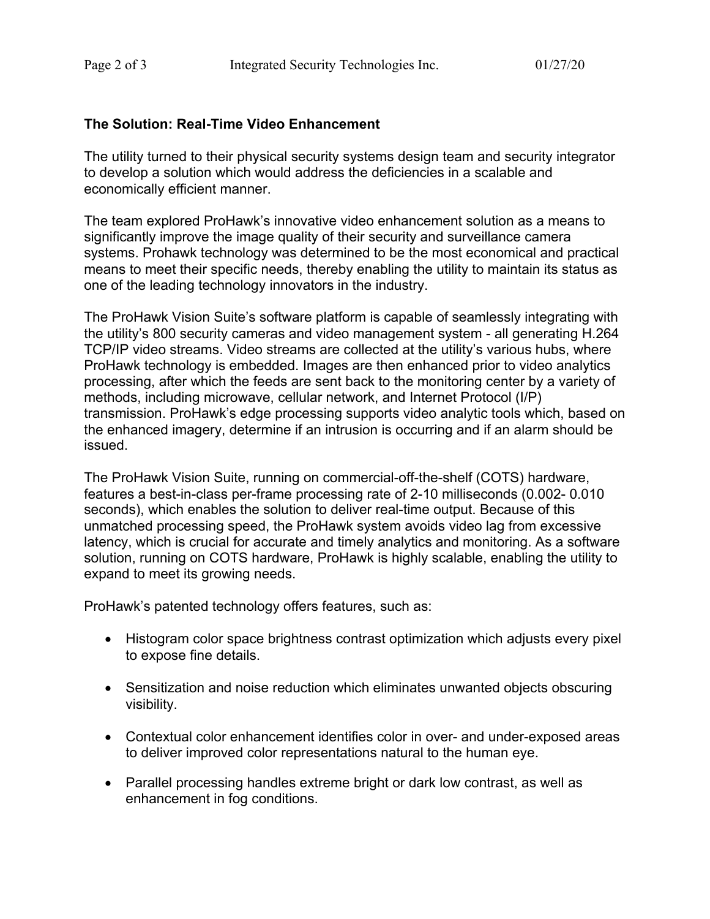**The Solution: Real-Time Video Enhancement**

The utility turned to their physical security systems design team and security integrator to develop a solution which would address the deficiencies in a scalable and economically efficient manner.

The team explored ProHawk's innovative video enhancement solution as a means to significantly improve the image quality of their security and surveillance camera systems. Prohawk technology was determined to be the most economical and practical means to meet their specific needs, thereby enabling the utility to maintain its status as one of the leading technology innovators in the industry.

The ProHawk Vision Suite's software platform is capable of seamlessly integrating with the utility's 800 security cameras and video management system - all generating H.264 TCP/IP video streams. Video streams are collected at the utility's various hubs, where ProHawk technology is embedded. Images are then enhanced prior to video analytics processing, after which the feeds are sent back to the monitoring center by a variety of methods, including microwave, cellular network, and Internet Protocol (I/P) transmission. ProHawk's edge processing supports video analytic tools which, based on the enhanced imagery, determine if an intrusion is occurring and if an alarm should be issued.

The ProHawk Vision Suite, running on commercial-off-the-shelf (COTS) hardware, features a best-in-class per-frame processing rate of 2-10 milliseconds (0.002- 0.010 seconds), which enables the solution to deliver real-time output. Because of this unmatched processing speed, the ProHawk system avoids video lag from excessive latency, which is crucial for accurate and timely analytics and monitoring. As a software solution, running on COTS hardware, ProHawk is highly scalable, enabling the utility to expand to meet its growing needs.

ProHawk's patented technology offers features, such as:

- Histogram color space brightness contrast optimization which adjusts every pixel to expose fine details.

- Sensitization and noise reduction which eliminates unwanted objects obscuring visibility.

- Contextual color enhancement identifies color in over- and under-exposed areas to deliver improved color representations natural to the human eye.

- Parallel processing handles extreme bright or dark low contrast, as well as enhancement in fog conditions.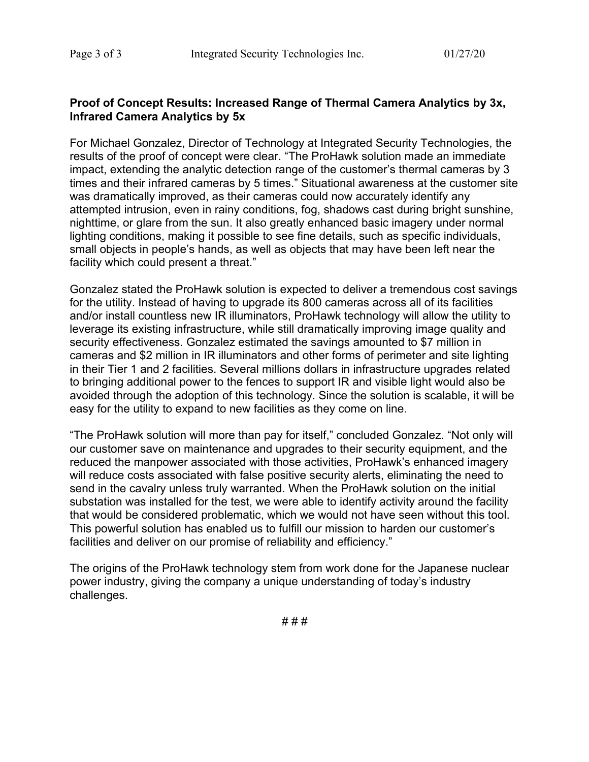**Proof of Concept Results: Increased Range of Thermal Camera Analytics by 3x, Infrared Camera Analytics by 5x**

For Michael Gonzalez, Director of Technology at Integrated Security Technologies, the results of the proof of concept were clear. "The ProHawk solution made an immediate impact, extending the analytic detection range of the customer's thermal cameras by 3 times and their infrared cameras by 5 times." Situational awareness at the customer site was dramatically improved, as their cameras could now accurately identify any attempted intrusion, even in rainy conditions, fog, shadows cast during bright sunshine, nighttime, or glare from the sun. It also greatly enhanced basic imagery under normal lighting conditions, making it possible to see fine details, such as specific individuals, small objects in people's hands, as well as objects that may have been left near the facility which could present a threat."

Gonzalez stated the ProHawk solution is expected to deliver a tremendous cost savings for the utility. Instead of having to upgrade its 800 cameras across all of its facilities and/or install countless new IR illuminators, ProHawk technology will allow the utility to leverage its existing infrastructure, while still dramatically improving image quality and security effectiveness. Gonzalez estimated the savings amounted to $7 million in cameras and $2 million in IR illuminators and other forms of perimeter and site lighting in their Tier 1 and 2 facilities. Several millions dollars in infrastructure upgrades related to bringing additional power to the fences to support IR and visible light would also be avoided through the adoption of this technology. Since the solution is scalable, it will be easy for the utility to expand to new facilities as they come on line.

"The ProHawk solution will more than pay for itself," concluded Gonzalez. "Not only will our customer save on maintenance and upgrades to their security equipment, and the reduced the manpower associated with those activities, ProHawk's enhanced imagery will reduce costs associated with false positive security alerts, eliminating the need to send in the cavalry unless truly warranted. When the ProHawk solution on the initial substation was installed for the test, we were able to identify activity around the facility that would be considered problematic, which we would not have seen without this tool. This powerful solution has enabled us to fulfill our mission to harden our customer's facilities and deliver on our promise of reliability and efficiency."

The origins of the ProHawk technology stem from work done for the Japanese nuclear power industry, giving the company a unique understanding of today's industry challenges.

# # #